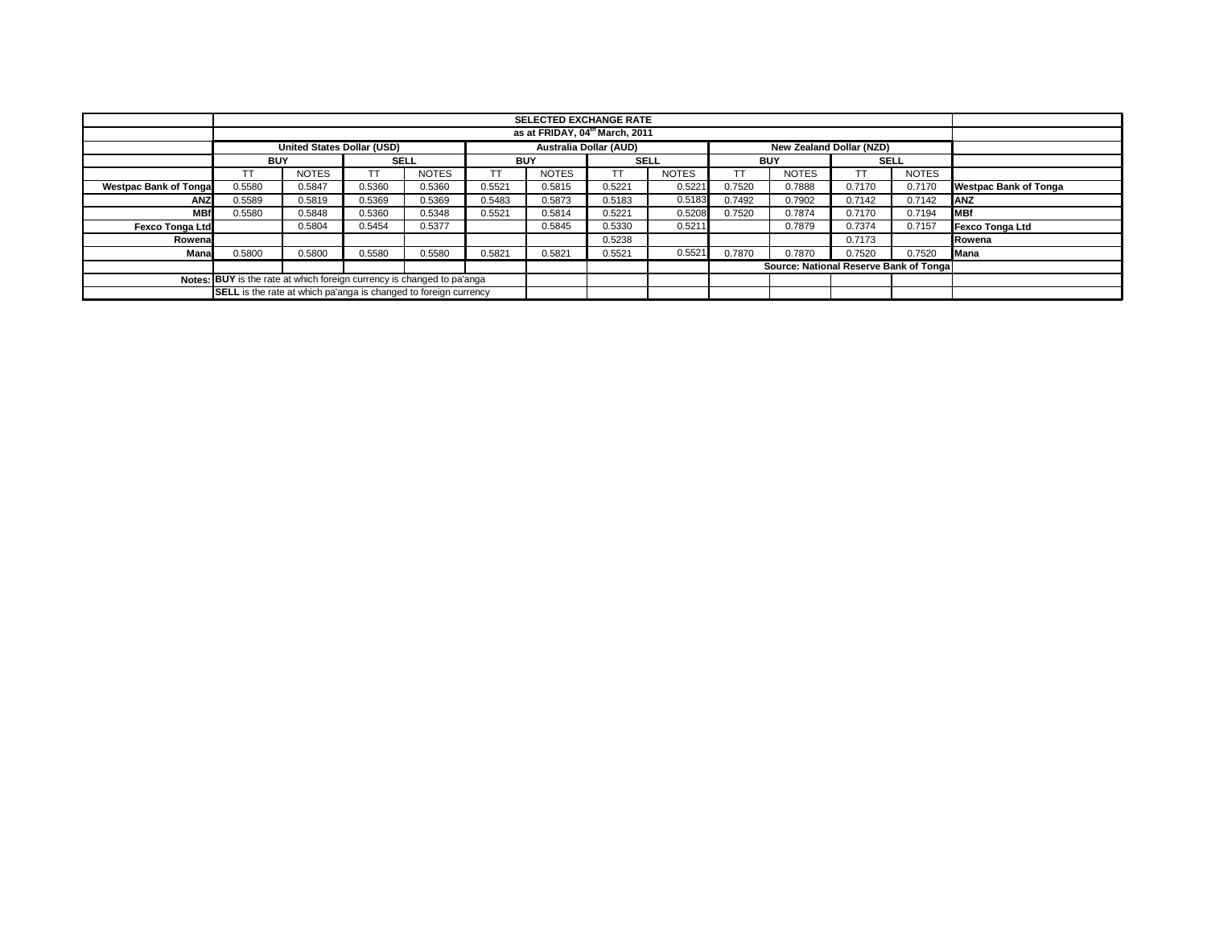| | SELECTED EXCHANGE RATE | | | | | | | | | | | | |
|---|---|---|---|---|---|---|---|---|---|---|---|---|---|
| | as at FRIDAY, 04th March, 2011 | | | | | | | | | | | | |
| | United States Dollar (USD) | | | | Australia Dollar (AUD) | | | | New Zealand Dollar (NZD) | | | | |
| | BUY | | SELL | | BUY | | SELL | | BUY | | SELL | | |
| | TT | NOTES | TT | NOTES | TT | NOTES | TT | NOTES | TT | NOTES | TT | NOTES | |
| Westpac Bank of Tonga | 0.5580 | 0.5847 | 0.5360 | 0.5360 | 0.5521 | 0.5815 | 0.5221 | 0.5221 | 0.7520 | 0.7888 | 0.7170 | 0.7170 | Westpac Bank of Tonga |
| ANZ | 0.5589 | 0.5819 | 0.5369 | 0.5369 | 0.5483 | 0.5873 | 0.5183 | 0.5183 | 0.7492 | 0.7902 | 0.7142 | 0.7142 | ANZ |
| MBf | 0.5580 | 0.5848 | 0.5360 | 0.5348 | 0.5521 | 0.5814 | 0.5221 | 0.5208 | 0.7520 | 0.7874 | 0.7170 | 0.7194 | MBf |
| Fexco Tonga Ltd | | 0.5804 | 0.5454 | 0.5377 | | 0.5845 | 0.5330 | 0.5211 | | 0.7879 | 0.7374 | 0.7157 | Fexco Tonga Ltd |
| Rowena | | | | | | | 0.5238 | | | | 0.7173 | | Rowena |
| Mana | 0.5800 | 0.5800 | 0.5580 | 0.5580 | 0.5821 | 0.5821 | 0.5521 | 0.5521 | 0.7870 | 0.7870 | 0.7520 | 0.7520 | Mana |
| | | | | | | | | | Source: National Reserve Bank of Tonga | | | | |
| Notes: | **BUY** is the rate at which foreign currency is changed to pa'anga | | | | | | | | | | | | |
| | **SELL** is the rate at which pa'anga is changed to foreign currency | | | | | | | | | | | | |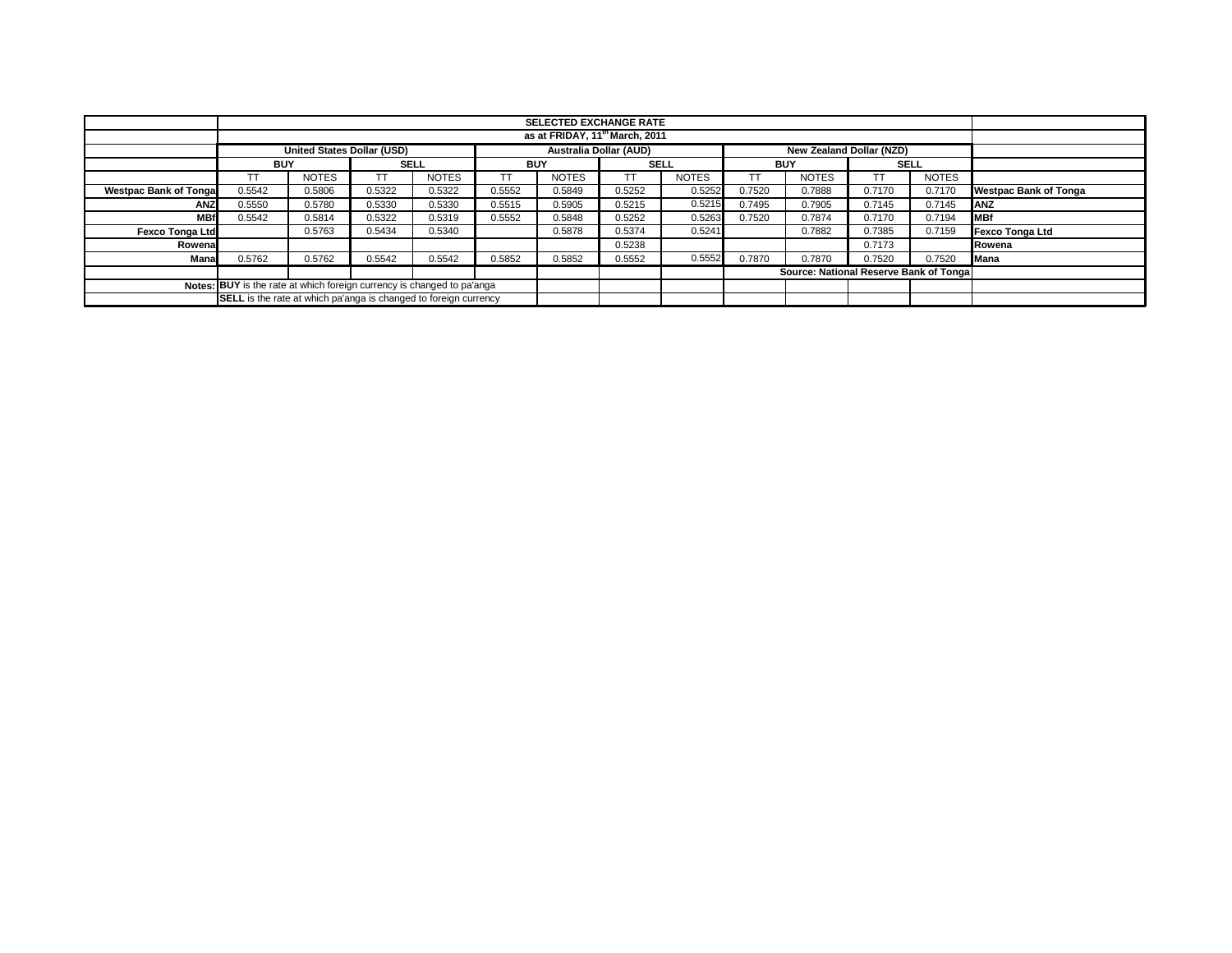| | SELECTED EXCHANGE RATE | | | | | | | | | | | | |
|---|---|---|---|---|---|---|---|---|---|---|---|---|---|
| | as at FRIDAY, 11th March, 2011 | | | | | | | | | | | | |
| | United States Dollar (USD) | | | | Australia Dollar (AUD) | | | | New Zealand Dollar (NZD) | | | | |
| | BUY | | SELL | | BUY | | SELL | | BUY | | SELL | | |
| | TT | NOTES | TT | NOTES | TT | NOTES | TT | NOTES | TT | NOTES | TT | NOTES | |
| **Westpac Bank of Tonga** | 0.5542 | 0.5806 | 0.5322 | 0.5322 | 0.5552 | 0.5849 | 0.5252 | 0.5252 | 0.7520 | 0.7888 | 0.7170 | 0.7170 | **Westpac Bank of Tonga** |
| **ANZ** | 0.5550 | 0.5780 | 0.5330 | 0.5330 | 0.5515 | 0.5905 | 0.5215 | 0.5215 | 0.7495 | 0.7905 | 0.7145 | 0.7145 | **ANZ** |
| **MBf** | 0.5542 | 0.5814 | 0.5322 | 0.5319 | 0.5552 | 0.5848 | 0.5252 | 0.5263 | 0.7520 | 0.7874 | 0.7170 | 0.7194 | **MBf** |
| **Fexco Tonga Ltd** | | 0.5763 | 0.5434 | 0.5340 | | 0.5878 | 0.5374 | 0.5241 | | 0.7882 | 0.7385 | 0.7159 | **Fexco Tonga Ltd** |
| **Rowena** | | | | | | | 0.5238 | | | | 0.7173 | | **Rowena** |
| **Mana** | 0.5762 | 0.5762 | 0.5542 | 0.5542 | 0.5852 | 0.5852 | 0.5552 | 0.5552 | 0.7870 | 0.7870 | 0.7520 | 0.7520 | **Mana** |
| | | | | | | | | | **Source: National Reserve Bank of Tonga** | | | | |
| **Notes:** | **BUY** is the rate at which foreign currency is changed to pa'anga | | | | | | | | | | | | |
| | **SELL** is the rate at which pa'anga is changed to foreign currency | | | | | | | | | | | | |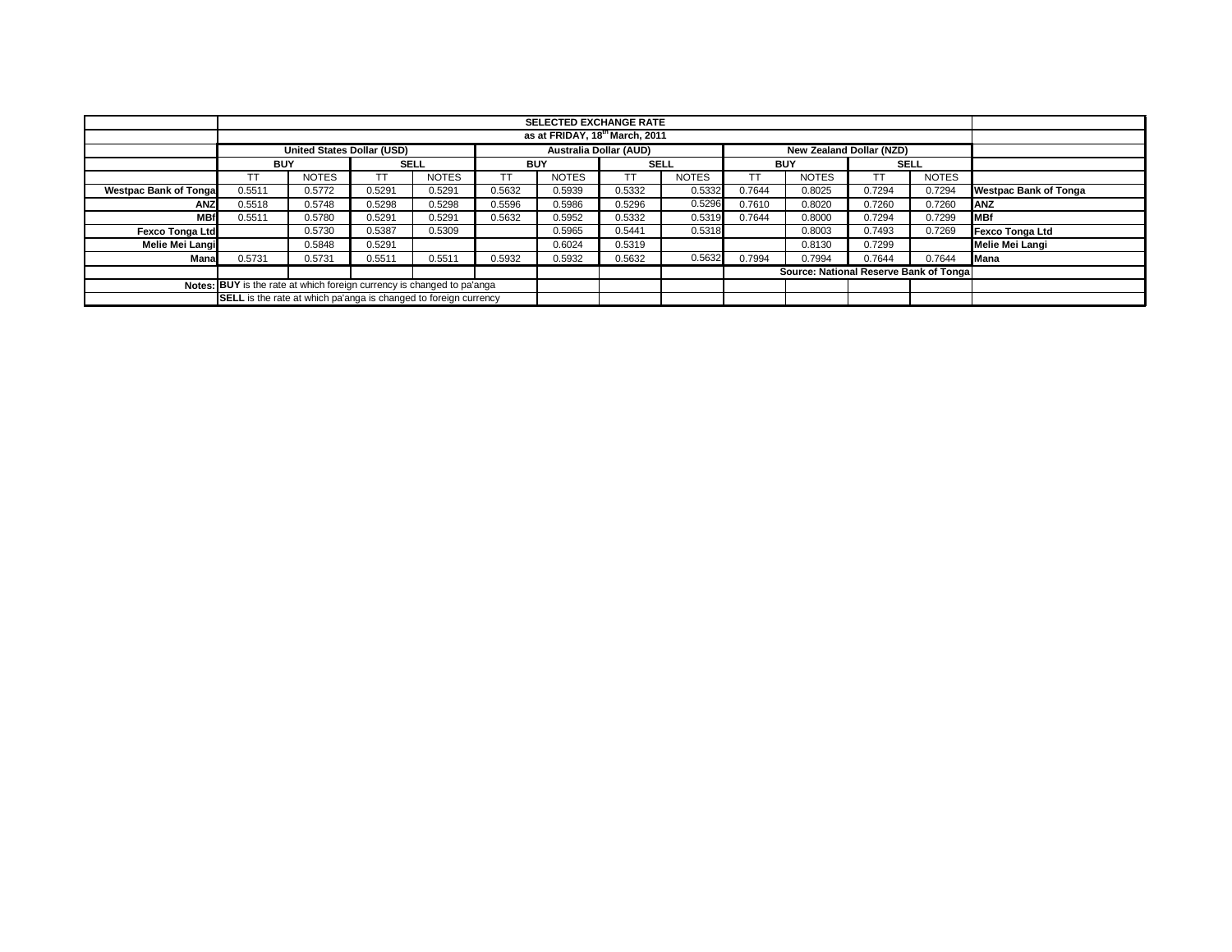| | SELECTED EXCHANGE RATE | | | | | | | | | | | | |
|---|---|---|---|---|---|---|---|---|---|---|---|---|---|
| | as at FRIDAY, 18th March, 2011 | | | | | | | | | | | | |
| | United States Dollar (USD) | | | | Australia Dollar (AUD) | | | | New Zealand Dollar (NZD) | | | | |
| | BUY | | SELL | | BUY | | SELL | | BUY | | SELL | | |
| | TT | NOTES | TT | NOTES | TT | NOTES | TT | NOTES | TT | NOTES | TT | NOTES | |
| **Westpac Bank of Tonga** | 0.5511 | 0.5772 | 0.5291 | 0.5291 | 0.5632 | 0.5939 | 0.5332 | 0.5332 | 0.7644 | 0.8025 | 0.7294 | 0.7294 | **Westpac Bank of Tonga** |
| **ANZ** | 0.5518 | 0.5748 | 0.5298 | 0.5298 | 0.5596 | 0.5986 | 0.5296 | 0.5296 | 0.7610 | 0.8020 | 0.7260 | 0.7260 | **ANZ** |
| **MBf** | 0.5511 | 0.5780 | 0.5291 | 0.5291 | 0.5632 | 0.5952 | 0.5332 | 0.5319 | 0.7644 | 0.8000 | 0.7294 | 0.7299 | **MBf** |
| **Fexco Tonga Ltd** | | 0.5730 | 0.5387 | 0.5309 | | 0.5965 | 0.5441 | 0.5318 | | 0.8003 | 0.7493 | 0.7269 | **Fexco Tonga Ltd** |
| **Melie Mei Langi** | | 0.5848 | 0.5291 | | | 0.6024 | 0.5319 | | | 0.8130 | 0.7299 | | **Melie Mei Langi** |
| **Mana** | 0.5731 | 0.5731 | 0.5511 | 0.5511 | 0.5932 | 0.5932 | 0.5632 | 0.5632 | 0.7994 | 0.7994 | 0.7644 | 0.7644 | **Mana** |
| | | | | | | | | | Source: National Reserve Bank of Tonga | | | | |
| **Notes:** | **BUY** is the rate at which foreign currency is changed to pa'anga | | | | | | | | | | | | |
| | **SELL** is the rate at which pa'anga is changed to foreign currency | | | | | | | | | | | | |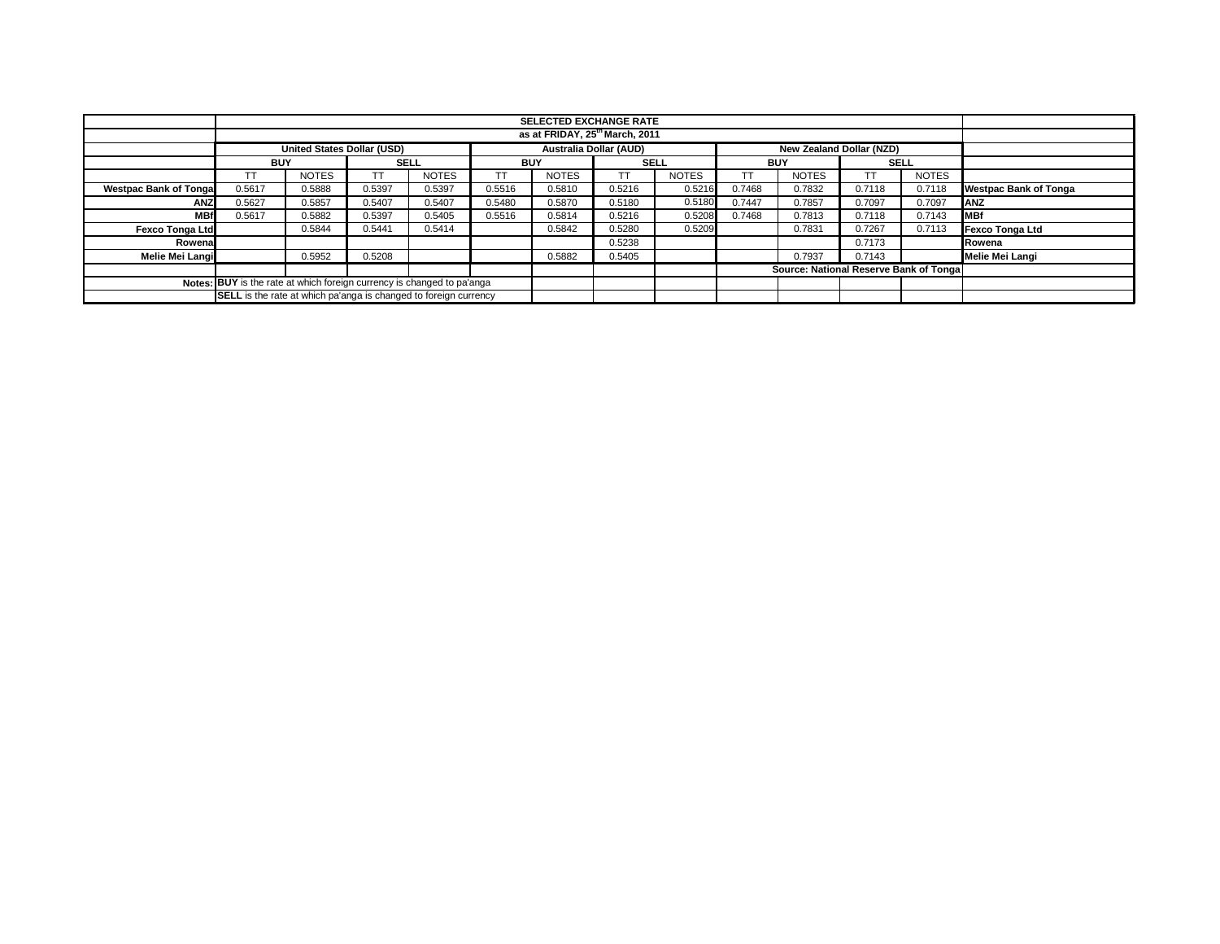| | SELECTED EXCHANGE RATE | | | | | | | | | | | | |
|---|---|---|---|---|---|---|---|---|---|---|---|---|---|
| | as at FRIDAY, 25th March, 2011 | | | | | | | | | | | | |
| | United States Dollar (USD) | | | | Australia Dollar (AUD) | | | | New Zealand Dollar (NZD) | | | | |
| | BUY | | SELL | | BUY | | SELL | | BUY | | SELL | | |
| | TT | NOTES | TT | NOTES | TT | NOTES | TT | NOTES | TT | NOTES | TT | NOTES | |
| **Westpac Bank of Tonga** | 0.5617 | 0.5888 | 0.5397 | 0.5397 | 0.5516 | 0.5810 | 0.5216 | 0.5216 | 0.7468 | 0.7832 | 0.7118 | 0.7118 | **Westpac Bank of Tonga** |
| **ANZ** | 0.5627 | 0.5857 | 0.5407 | 0.5407 | 0.5480 | 0.5870 | 0.5180 | 0.5180 | 0.7447 | 0.7857 | 0.7097 | 0.7097 | **ANZ** |
| **MBf** | 0.5617 | 0.5882 | 0.5397 | 0.5405 | 0.5516 | 0.5814 | 0.5216 | 0.5208 | 0.7468 | 0.7813 | 0.7118 | 0.7143 | **MBf** |
| **Fexco Tonga Ltd** | | 0.5844 | 0.5441 | 0.5414 | | 0.5842 | 0.5280 | 0.5209 | | 0.7831 | 0.7267 | 0.7113 | **Fexco Tonga Ltd** |
| **Rowena** | | | | | | | 0.5238 | | | | 0.7173 | | **Rowena** |
| **Melie Mei Langi** | | 0.5952 | 0.5208 | | | 0.5882 | 0.5405 | | | 0.7937 | 0.7143 | | **Melie Mei Langi** |
| | | | | | | | | | **Source: National Reserve Bank of Tonga** | | | | |
| **Notes:** | **BUY** is the rate at which foreign currency is changed to pa'anga | | | | | | | | | | | | |
| | **SELL** is the rate at which pa'anga is changed to foreign currency | | | | | | | | | | | | |